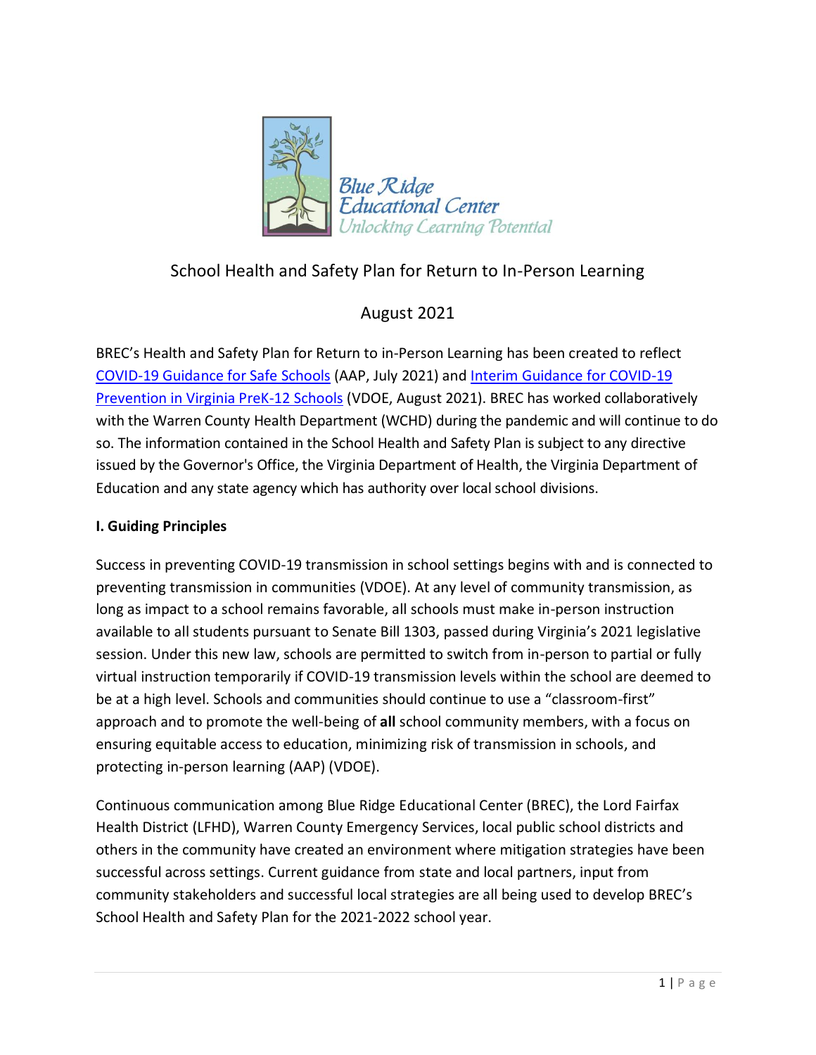Blue Ridge Educational Center
Unlocking Learning Potential

# School Health and Safety Plan for Return to In-Person Learning

August 2021

BREC's Health and Safety Plan for Return to in-Person Learning has been created to reflect COVID-19 Guidance for Safe Schools (AAP, July 2021) and Interim Guidance for COVID-19 Prevention in Virginia PreK-12 Schools (VDOE, August 2021). BREC has worked collaboratively with the Warren County Health Department (WCHD) during the pandemic and will continue to do so. The information contained in the School Health and Safety Plan is subject to any directive issued by the Governor's Office, the Virginia Department of Health, the Virginia Department of Education and any state agency which has authority over local school divisions.

## I. Guiding Principles

Success in preventing COVID-19 transmission in school settings begins with and is connected to preventing transmission in communities (VDOE). At any level of community transmission, as long as impact to a school remains favorable, all schools must make in-person instruction available to all students pursuant to Senate Bill 1303, passed during Virginia's 2021 legislative session. Under this new law, schools are permitted to switch from in-person to partial or fully virtual instruction temporarily if COVID-19 transmission levels within the school are deemed to be at a high level. Schools and communities should continue to use a "classroom-first" approach and to promote the well-being of **all** school community members, with a focus on ensuring equitable access to education, minimizing risk of transmission in schools, and protecting in-person learning (AAP) (VDOE).

Continuous communication among Blue Ridge Educational Center (BREC), the Lord Fairfax Health District (LFHD), Warren County Emergency Services, local public school districts and others in the community have created an environment where mitigation strategies have been successful across settings. Current guidance from state and local partners, input from community stakeholders and successful local strategies are all being used to develop BREC's School Health and Safety Plan for the 2021-2022 school year.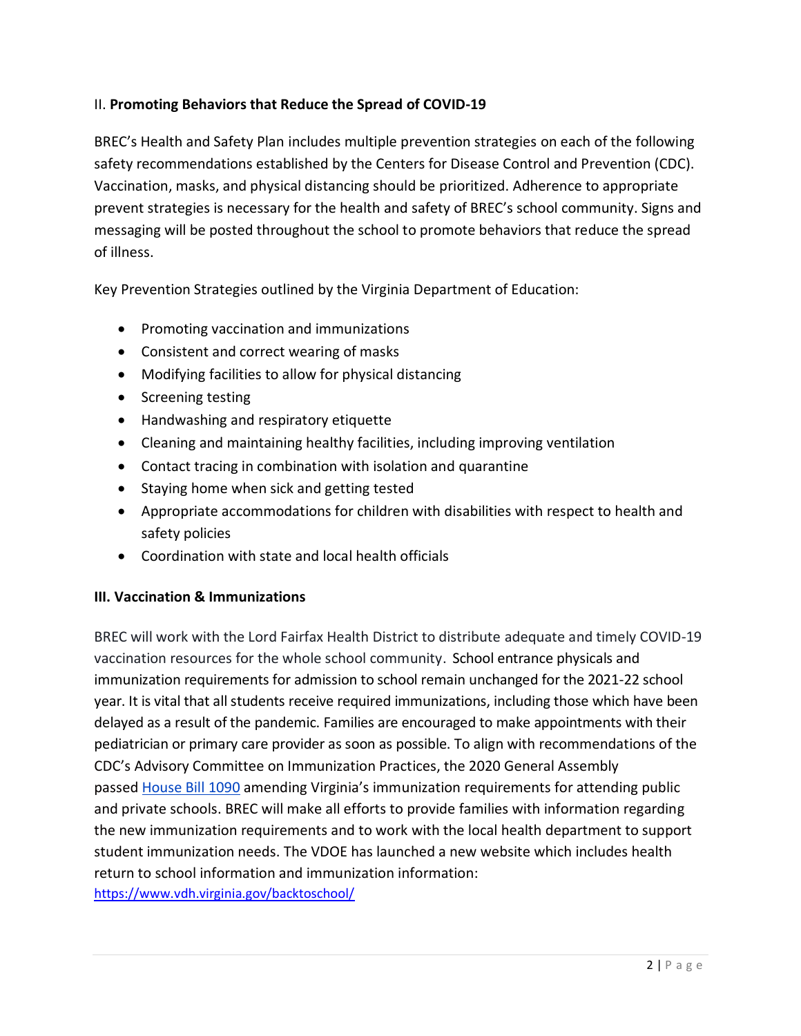## II. **Promoting Behaviors that Reduce the Spread of COVID-19**

BREC's Health and Safety Plan includes multiple prevention strategies on each of the following safety recommendations established by the Centers for Disease Control and Prevention (CDC). Vaccination, masks, and physical distancing should be prioritized. Adherence to appropriate prevent strategies is necessary for the health and safety of BREC's school community. Signs and messaging will be posted throughout the school to promote behaviors that reduce the spread of illness.

Key Prevention Strategies outlined by the Virginia Department of Education:

- Promoting vaccination and immunizations
- Consistent and correct wearing of masks
- Modifying facilities to allow for physical distancing
- Screening testing
- Handwashing and respiratory etiquette
- Cleaning and maintaining healthy facilities, including improving ventilation
- Contact tracing in combination with isolation and quarantine
- Staying home when sick and getting tested
- Appropriate accommodations for children with disabilities with respect to health and safety policies
- Coordination with state and local health officials

## III. Vaccination & Immunizations

BREC will work with the Lord Fairfax Health District to distribute adequate and timely COVID-19 vaccination resources for the whole school community. School entrance physicals and immunization requirements for admission to school remain unchanged for the 2021-22 school year. It is vital that all students receive required immunizations, including those which have been delayed as a result of the pandemic. Families are encouraged to make appointments with their pediatrician or primary care provider as soon as possible. To align with recommendations of the CDC's Advisory Committee on Immunization Practices, the 2020 General Assembly passed House Bill 1090 amending Virginia's immunization requirements for attending public and private schools. BREC will make all efforts to provide families with information regarding the new immunization requirements and to work with the local health department to support student immunization needs. The VDOE has launched a new website which includes health return to school information and immunization information: https://www.vdh.virginia.gov/backtoschool/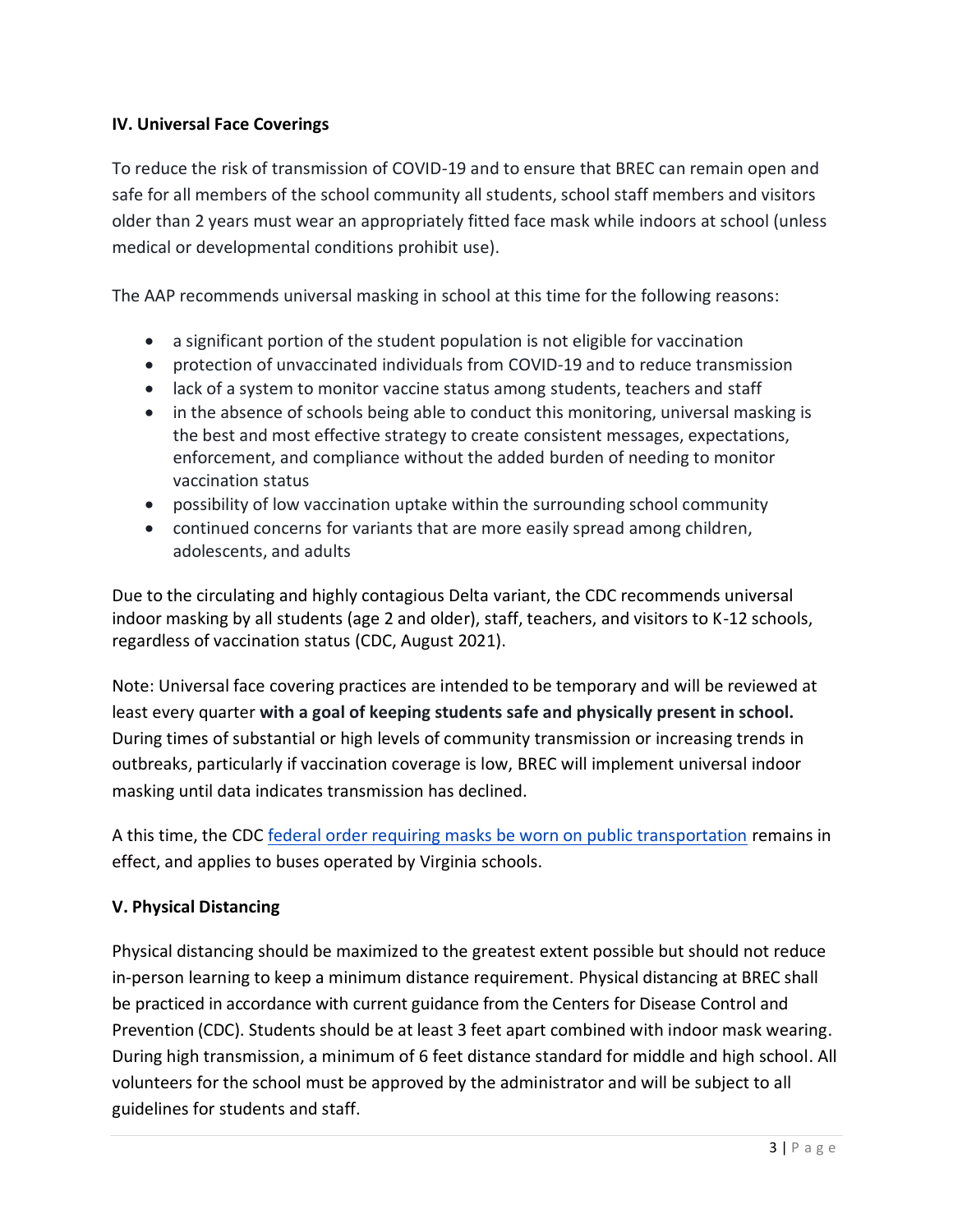### IV. Universal Face Coverings

To reduce the risk of transmission of COVID-19 and to ensure that BREC can remain open and safe for all members of the school community all students, school staff members and visitors older than 2 years must wear an appropriately fitted face mask while indoors at school (unless medical or developmental conditions prohibit use).

The AAP recommends universal masking in school at this time for the following reasons:

- a significant portion of the student population is not eligible for vaccination
- protection of unvaccinated individuals from COVID-19 and to reduce transmission
- lack of a system to monitor vaccine status among students, teachers and staff
- in the absence of schools being able to conduct this monitoring, universal masking is the best and most effective strategy to create consistent messages, expectations, enforcement, and compliance without the added burden of needing to monitor vaccination status
- possibility of low vaccination uptake within the surrounding school community
- continued concerns for variants that are more easily spread among children, adolescents, and adults

Due to the circulating and highly contagious Delta variant, the CDC recommends universal indoor masking by all students (age 2 and older), staff, teachers, and visitors to K-12 schools, regardless of vaccination status (CDC, August 2021).

Note: Universal face covering practices are intended to be temporary and will be reviewed at least every quarter **with a goal of keeping students safe and physically present in school.** During times of substantial or high levels of community transmission or increasing trends in outbreaks, particularly if vaccination coverage is low, BREC will implement universal indoor masking until data indicates transmission has declined.

A this time, the CDC federal order requiring masks be worn on public transportation remains in effect, and applies to buses operated by Virginia schools.

### V. Physical Distancing

Physical distancing should be maximized to the greatest extent possible but should not reduce in-person learning to keep a minimum distance requirement. Physical distancing at BREC shall be practiced in accordance with current guidance from the Centers for Disease Control and Prevention (CDC). Students should be at least 3 feet apart combined with indoor mask wearing. During high transmission, a minimum of 6 feet distance standard for middle and high school. All volunteers for the school must be approved by the administrator and will be subject to all guidelines for students and staff.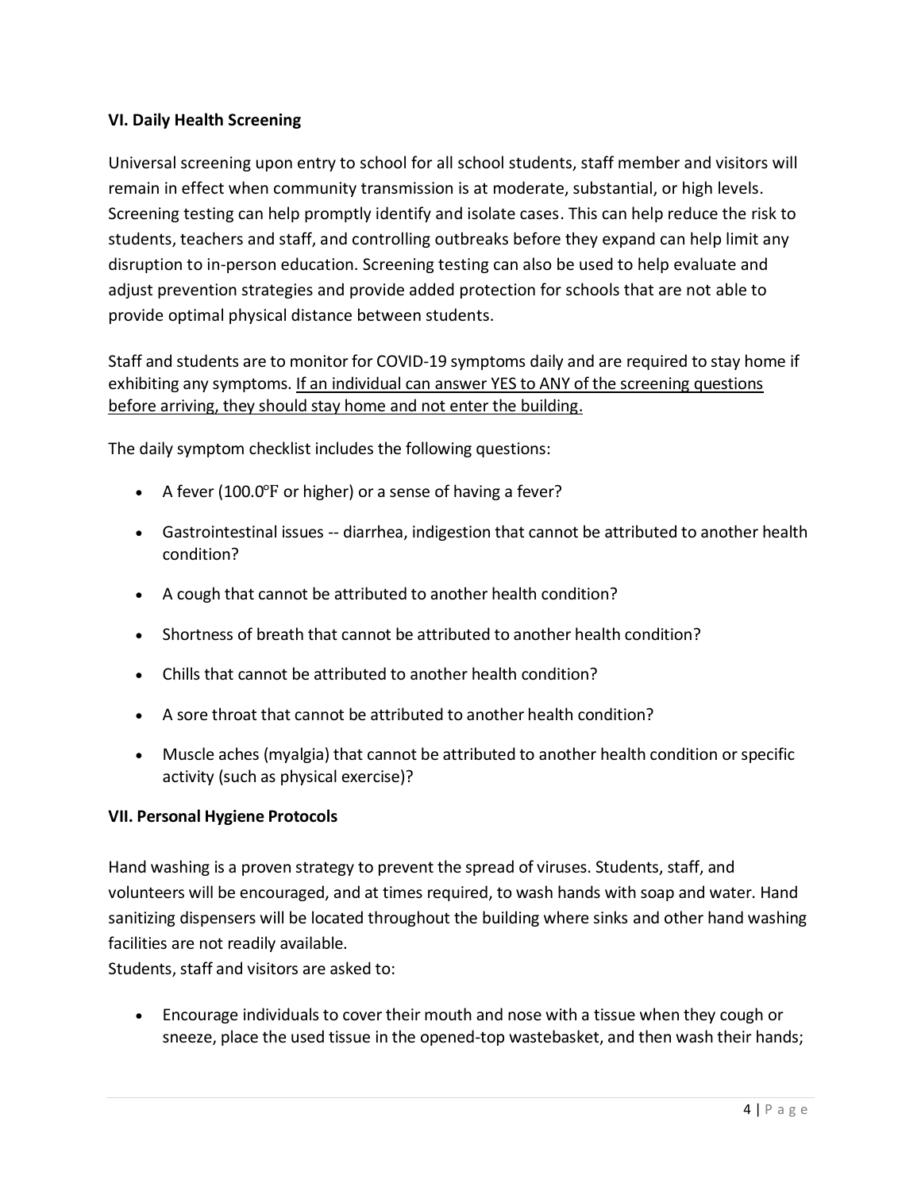### VI. Daily Health Screening

Universal screening upon entry to school for all school students, staff member and visitors will remain in effect when community transmission is at moderate, substantial, or high levels. Screening testing can help promptly identify and isolate cases. This can help reduce the risk to students, teachers and staff, and controlling outbreaks before they expand can help limit any disruption to in-person education. Screening testing can also be used to help evaluate and adjust prevention strategies and provide added protection for schools that are not able to provide optimal physical distance between students.

Staff and students are to monitor for COVID-19 symptoms daily and are required to stay home if exhibiting any symptoms. <u>If an individual can answer YES to ANY of the screening questions before arriving, they should stay home and not enter the building.</u>

The daily symptom checklist includes the following questions:

- A fever (100.0℉ or higher) or a sense of having a fever?
- Gastrointestinal issues -- diarrhea, indigestion that cannot be attributed to another health condition?
- A cough that cannot be attributed to another health condition?
- Shortness of breath that cannot be attributed to another health condition?
- Chills that cannot be attributed to another health condition?
- A sore throat that cannot be attributed to another health condition?
- Muscle aches (myalgia) that cannot be attributed to another health condition or specific activity (such as physical exercise)?

### VII. Personal Hygiene Protocols

Hand washing is a proven strategy to prevent the spread of viruses. Students, staff, and volunteers will be encouraged, and at times required, to wash hands with soap and water. Hand sanitizing dispensers will be located throughout the building where sinks and other hand washing facilities are not readily available.

Students, staff and visitors are asked to:

- Encourage individuals to cover their mouth and nose with a tissue when they cough or sneeze, place the used tissue in the opened-top wastebasket, and then wash their hands;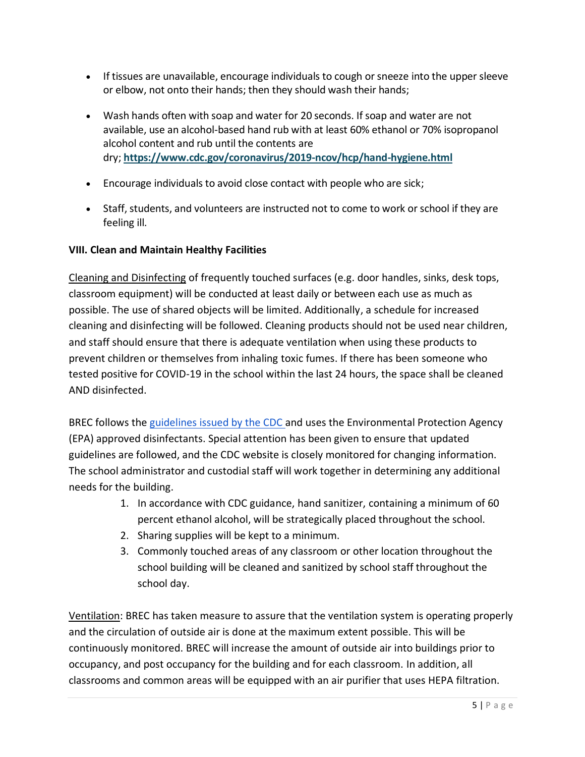- If tissues are unavailable, encourage individuals to cough or sneeze into the upper sleeve or elbow, not onto their hands; then they should wash their hands;
- Wash hands often with soap and water for 20 seconds. If soap and water are not available, use an alcohol-based hand rub with at least 60% ethanol or 70% isopropanol alcohol content and rub until the contents are dry; **https://www.cdc.gov/coronavirus/2019-ncov/hcp/hand-hygiene.html**
- Encourage individuals to avoid close contact with people who are sick;
- Staff, students, and volunteers are instructed not to come to work or school if they are feeling ill.

**VIII. Clean and Maintain Healthy Facilities**

Cleaning and Disinfecting of frequently touched surfaces (e.g. door handles, sinks, desk tops, classroom equipment) will be conducted at least daily or between each use as much as possible. The use of shared objects will be limited. Additionally, a schedule for increased cleaning and disinfecting will be followed. Cleaning products should not be used near children, and staff should ensure that there is adequate ventilation when using these products to prevent children or themselves from inhaling toxic fumes. If there has been someone who tested positive for COVID-19 in the school within the last 24 hours, the space shall be cleaned AND disinfected.

BREC follows the guidelines issued by the CDC and uses the Environmental Protection Agency (EPA) approved disinfectants. Special attention has been given to ensure that updated guidelines are followed, and the CDC website is closely monitored for changing information. The school administrator and custodial staff will work together in determining any additional needs for the building.

1. In accordance with CDC guidance, hand sanitizer, containing a minimum of 60 percent ethanol alcohol, will be strategically placed throughout the school.
2. Sharing supplies will be kept to a minimum.
3. Commonly touched areas of any classroom or other location throughout the school building will be cleaned and sanitized by school staff throughout the school day.

Ventilation: BREC has taken measure to assure that the ventilation system is operating properly and the circulation of outside air is done at the maximum extent possible. This will be continuously monitored. BREC will increase the amount of outside air into buildings prior to occupancy, and post occupancy for the building and for each classroom. In addition, all classrooms and common areas will be equipped with an air purifier that uses HEPA filtration.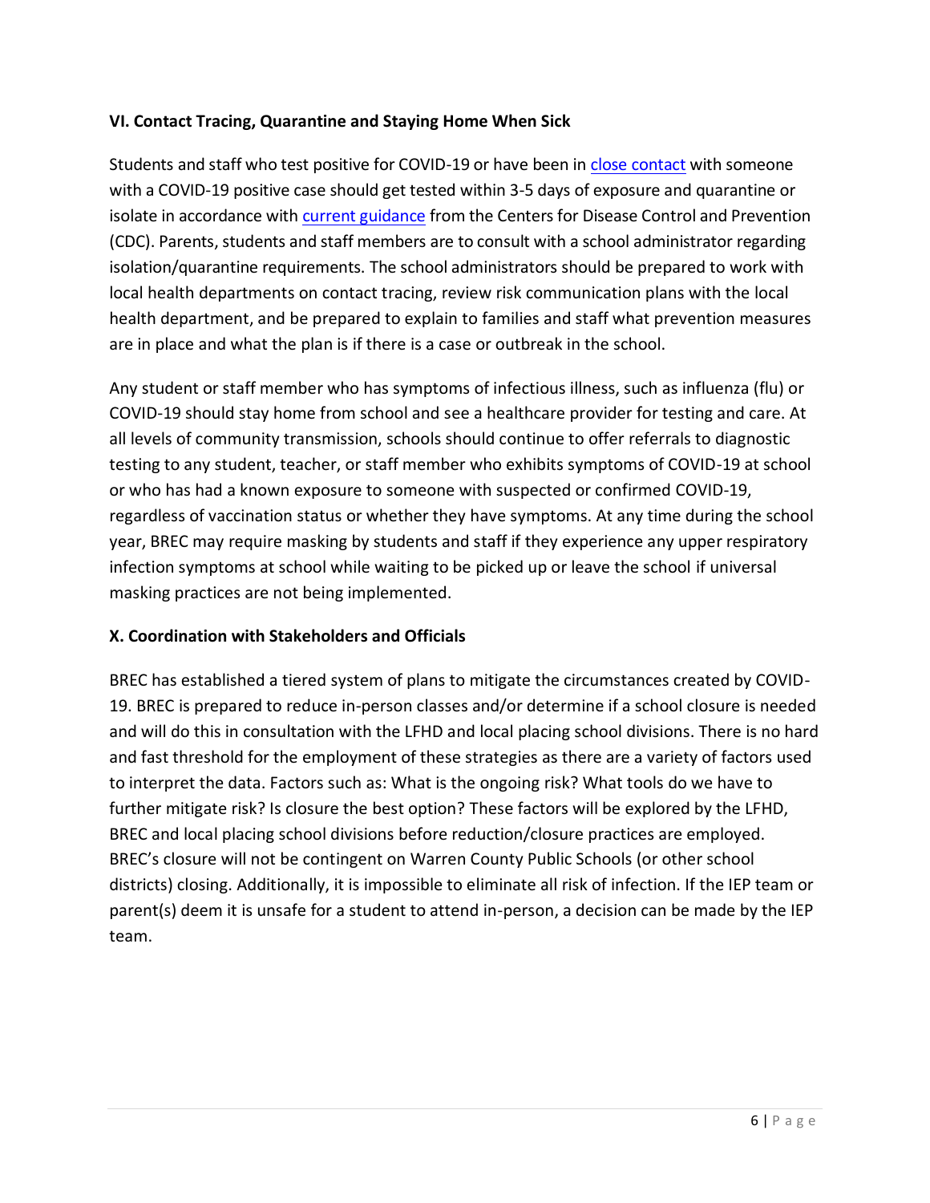**VI. Contact Tracing, Quarantine and Staying Home When Sick**

Students and staff who test positive for COVID-19 or have been in close contact with someone with a COVID-19 positive case should get tested within 3-5 days of exposure and quarantine or isolate in accordance with current guidance from the Centers for Disease Control and Prevention (CDC). Parents, students and staff members are to consult with a school administrator regarding isolation/quarantine requirements. The school administrators should be prepared to work with local health departments on contact tracing, review risk communication plans with the local health department, and be prepared to explain to families and staff what prevention measures are in place and what the plan is if there is a case or outbreak in the school.

Any student or staff member who has symptoms of infectious illness, such as influenza (flu) or COVID-19 should stay home from school and see a healthcare provider for testing and care. At all levels of community transmission, schools should continue to offer referrals to diagnostic testing to any student, teacher, or staff member who exhibits symptoms of COVID-19 at school or who has had a known exposure to someone with suspected or confirmed COVID-19, regardless of vaccination status or whether they have symptoms. At any time during the school year, BREC may require masking by students and staff if they experience any upper respiratory infection symptoms at school while waiting to be picked up or leave the school if universal masking practices are not being implemented.

**X. Coordination with Stakeholders and Officials**

BREC has established a tiered system of plans to mitigate the circumstances created by COVID-19. BREC is prepared to reduce in-person classes and/or determine if a school closure is needed and will do this in consultation with the LFHD and local placing school divisions. There is no hard and fast threshold for the employment of these strategies as there are a variety of factors used to interpret the data. Factors such as: What is the ongoing risk? What tools do we have to further mitigate risk? Is closure the best option? These factors will be explored by the LFHD, BREC and local placing school divisions before reduction/closure practices are employed. BREC's closure will not be contingent on Warren County Public Schools (or other school districts) closing. Additionally, it is impossible to eliminate all risk of infection. If the IEP team or parent(s) deem it is unsafe for a student to attend in-person, a decision can be made by the IEP team.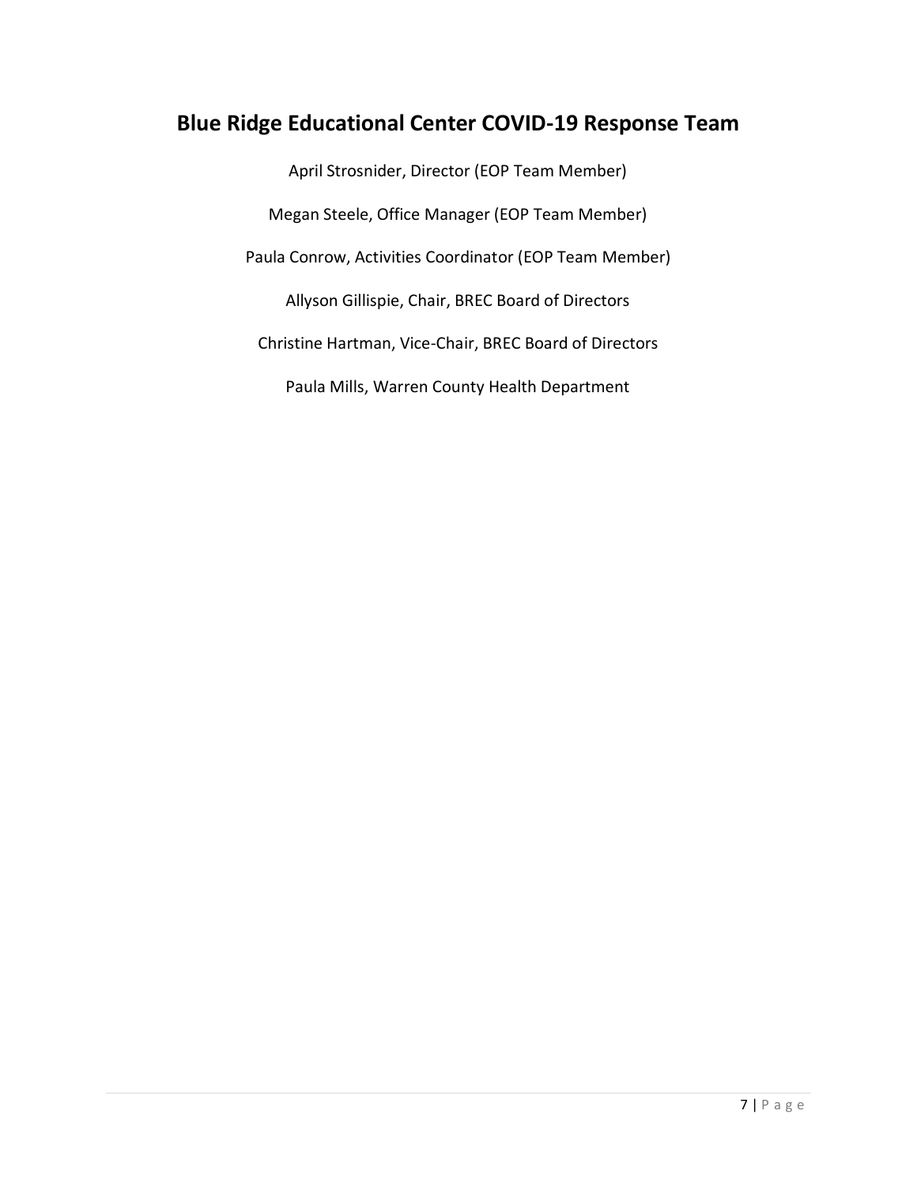# Blue Ridge Educational Center COVID-19 Response Team

April Strosnider, Director (EOP Team Member)

Megan Steele, Office Manager (EOP Team Member)

Paula Conrow, Activities Coordinator (EOP Team Member)

Allyson Gillispie, Chair, BREC Board of Directors

Christine Hartman, Vice-Chair, BREC Board of Directors

Paula Mills, Warren County Health Department